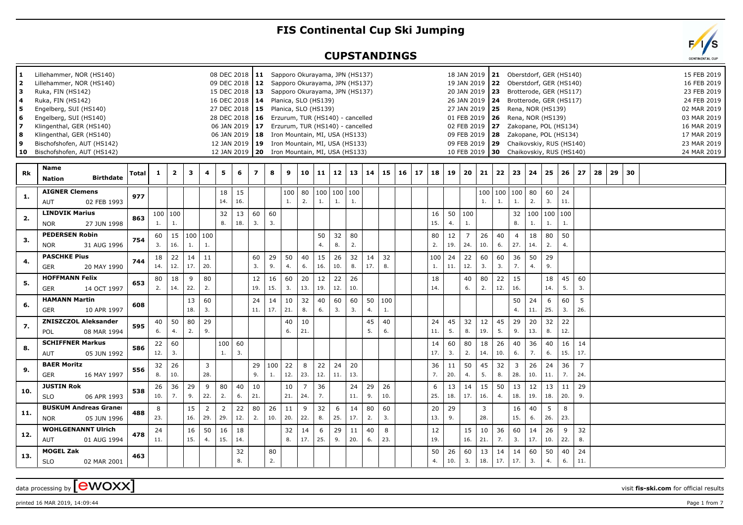# FIS Continental Cup Ski Jumping

## CUPSTANDINGS

| No. | Venue | Date |
|---|---|---|
| 1 | Lillehammer, NOR (HS140) | 08 DEC 2018 |
| 2 | Lillehammer, NOR (HS140) | 09 DEC 2018 |
| 3 | Ruka, FIN (HS142) | 15 DEC 2018 |
| 4 | Ruka, FIN (HS142) | 16 DEC 2018 |
| 5 | Engelberg, SUI (HS140) | 27 DEC 2018 |
| 6 | Engelberg, SUI (HS140) | 28 DEC 2018 |
| 7 | Klingenthal, GER (HS140) | 06 JAN 2019 |
| 8 | Klingenthal, GER (HS140) | 06 JAN 2019 |
| 9 | Bischofshofen, AUT (HS142) | 12 JAN 2019 |
| 10 | Bischofshofen, AUT (HS142) | 12 JAN 2019 |
| 11 | Sapporo Okurayama, JPN (HS137) | 18 JAN 2019 |
| 12 | Sapporo Okurayama, JPN (HS137) | 19 JAN 2019 |
| 13 | Sapporo Okurayama, JPN (HS137) | 20 JAN 2019 |
| 14 | Planica, SLO (HS139) | 26 JAN 2019 |
| 15 | Planica, SLO (HS139) | 27 JAN 2019 |
| 16 | Erzurum, TUR (HS140) - cancelled | 01 FEB 2019 |
| 17 | Erzurum, TUR (HS140) - cancelled | 02 FEB 2019 |
| 18 | Iron Mountain, MI, USA (HS133) | 09 FEB 2019 |
| 19 | Iron Mountain, MI, USA (HS133) | 09 FEB 2019 |
| 20 | Iron Mountain, MI, USA (HS133) | 10 FEB 2019 |
| 21 | Oberstdorf, GER (HS140) | 15 FEB 2019 |
| 22 | Oberstdorf, GER (HS140) | 16 FEB 2019 |
| 23 | Brotterode, GER (HS117) | 23 FEB 2019 |
| 24 | Brotterode, GER (HS117) | 24 FEB 2019 |
| 25 | Rena, NOR (HS139) | 02 MAR 2019 |
| 26 | Rena, NOR (HS139) | 03 MAR 2019 |
| 27 | Zakopane, POL (HS134) | 16 MAR 2019 |
| 28 | Zakopane, POL (HS134) | 17 MAR 2019 |
| 29 | Chaikovskiy, RUS (HS140) | 23 MAR 2019 |
| 30 | Chaikovskiy, RUS (HS140) | 24 MAR 2019 |

| Rk | Name / Nation | Birthdate | Total | 1 | 2 | 3 | 4 | 5 | 6 | 7 | 8 | 9 | 10 | 11 | 12 | 13 | 14 | 15 | 16 | 17 | 18 | 19 | 20 | 21 | 22 | 23 | 24 | 25 | 26 | 27 | 28 | 29 | 30 |
|---|---|---|---|---|---|---|---|---|---|---|---|---|---|---|---|---|---|---|---|---|---|---|---|---|---|---|---|---|---|---|---|---|---|
| 1. | AIGNER Clemens | | 977 | | | | | 18 | 15 | | | 100 | 80 | 100 | 100 | 100 | | | | | | | | 100 | 100 | 100 | 80 | 60 | 24 | | | | |
| | AUT | 02 FEB 1993 | | | | | | 14. | 16. | | | 1. | 2. | 1. | 1. | 1. | | | | | | | | 1. | 1. | 1. | 2. | 3. | 11. | | | | |
| 2. | LINDVIK Marius | | 863 | 100 | 100 | | | 32 | 13 | 60 | 60 | | | | | | | | | | 16 | 50 | 100 | | | 32 | 100 | 100 | 100 | | | | |
| | NOR | 27 JUN 1998 | | 1. | 1. | | | 8. | 18. | 3. | 3. | | | | | | | | | | 15. | 4. | 1. | | | 8. | 1. | 1. | 1. | | | | |
| 3. | PEDERSEN Robin | | 754 | 60 | 15 | 100 | 100 | | | | | | | 50 | 32 | 80 | | | | | 80 | 12 | 7 | 26 | 40 | 4 | 18 | 80 | 50 | | | | |
| | NOR | 31 AUG 1996 | | 3. | 16. | 1. | 1. | | | | | | | 4. | 8. | 2. | | | | | 2. | 19. | 24. | 10. | 6. | 27. | 14. | 2. | 4. | | | | |
| 4. | PASCHKE Pius | | 744 | 18 | 22 | 14 | 11 | | | 60 | 29 | 50 | 40 | 15 | 26 | 32 | 14 | 32 | | | 100 | 24 | 22 | 60 | 60 | 36 | 50 | 29 | | | | | |
| | GER | 20 MAY 1990 | | 14. | 12. | 17. | 20. | | | 3. | 9. | 4. | 6. | 16. | 10. | 8. | 17. | 8. | | | 1. | 11. | 12. | 3. | 3. | 7. | 4. | 9. | | | | | |
| 5. | HOFFMANN Felix | | 653 | 80 | 18 | 9 | 80 | | | 12 | 16 | 60 | 20 | 12 | 22 | 26 | | | | | 18 | | 40 | 80 | 22 | 15 | | 18 | 45 | 60 | | | |
| | GER | 14 OCT 1997 | | 2. | 14. | 22. | 2. | | | 19. | 15. | 3. | 13. | 19. | 12. | 10. | | | | | 14. | | 6. | 2. | 12. | 16. | | 14. | 5. | 3. | | | |
| 6. | HAMANN Martin | | 608 | | | 13 | 60 | | | 24 | 14 | 10 | 32 | 40 | 60 | 60 | 50 | 100 | | | | | | | | 50 | 24 | 6 | 60 | 5 | | | |
| | GER | 10 APR 1997 | | | | 18. | 3. | | | 11. | 17. | 21. | 8. | 6. | 3. | 3. | 4. | 1. | | | | | | | | 4. | 11. | 25. | 3. | 26. | | | |
| 7. | ZNISZCZOL Aleksander | | 595 | 40 | 50 | 80 | 29 | | | | | 40 | 10 | | | | 45 | 40 | | | 24 | 45 | 32 | 12 | 45 | 29 | 20 | 32 | 22 | | | | |
| | POL | 08 MAR 1994 | | 6. | 4. | 2. | 9. | | | | | 6. | 21. | | | | 5. | 6. | | | 11. | 5. | 8. | 19. | 5. | 9. | 13. | 8. | 12. | | | | |
| 8. | SCHIFFNER Markus | | 586 | 22 | 60 | | | 100 | 60 | | | | | | | | | | | | 14 | 60 | 80 | 18 | 26 | 40 | 36 | 40 | 16 | 14 | | | |
| | AUT | 05 JUN 1992 | | 12. | 3. | | | 1. | 3. | | | | | | | | | | | | 17. | 3. | 2. | 14. | 10. | 6. | 7. | 6. | 15. | 17. | | | |
| 9. | BAER Moritz | | 556 | 32 | 26 | | 3 | | | 29 | 100 | 22 | 8 | 22 | 24 | 20 | | | | | 36 | 11 | 50 | 45 | 32 | 3 | 26 | 24 | 36 | 7 | | | |
| | GER | 16 MAY 1997 | | 8. | 10. | | 28. | | | 9. | 1. | 12. | 23. | 12. | 11. | 13. | | | | | 7. | 20. | 4. | 5. | 8. | 28. | 10. | 11. | 7. | 24. | | | |
| 10. | JUSTIN Rok | | 538 | 26 | 36 | 29 | 9 | 80 | 40 | 10 | | 10 | 7 | 36 | | 24 | 29 | 26 | | | 6 | 13 | 14 | 15 | 50 | 13 | 12 | 13 | 11 | 29 | | | |
| | SLO | 06 APR 1993 | | 10. | 7. | 9. | 22. | 2. | 6. | 21. | | 21. | 24. | 7. | | 11. | 9. | 10. | | | 25. | 18. | 17. | 16. | 4. | 18. | 19. | 18. | 20. | 9. | | | |
| 11. | BUSKUM Andreas Granei | | 488 | 8 | | 15 | 2 | 2 | 22 | 80 | 26 | 11 | 9 | 32 | 6 | 14 | 80 | 60 | | | 20 | 29 | | 3 | | 16 | 40 | 5 | 8 | | | | |
| | NOR | 05 JUN 1996 | | 23. | | 16. | 29. | 29. | 12. | 2. | 10. | 20. | 22. | 8. | 25. | 17. | 2. | 3. | | | 13. | 9. | | 28. | | 15. | 6. | 26. | 23. | | | | |
| 12. | WOHLGENANNT Ulrich | | 478 | 24 | | 16 | 50 | 16 | 18 | | | 32 | 14 | 6 | 29 | 11 | 40 | 8 | | | 12 | | 15 | 10 | 36 | 60 | 14 | 26 | 9 | 32 | | | |
| | AUT | 01 AUG 1994 | | 11. | | 15. | 4. | 15. | 14. | | | 8. | 17. | 25. | 9. | 20. | 6. | 23. | | | 19. | | 16. | 21. | 7. | 3. | 17. | 10. | 22. | 8. | | | |
| 13. | MOGEL Zak | | 463 | | | | | | 32 | | 80 | | | | | | | | | | 50 | 26 | 60 | 13 | 14 | 14 | 60 | 50 | 40 | 24 | | | |
| | SLO | 02 MAR 2001 | | | | | | | 8. | | 2. | | | | | | | | | | 4. | 10. | 3. | 18. | 17. | 17. | 3. | 4. | 6. | 11. | | | |

data processing by EWOXX — visit fis-ski.com for official results

printed 16 MAR 2019, 14:09:44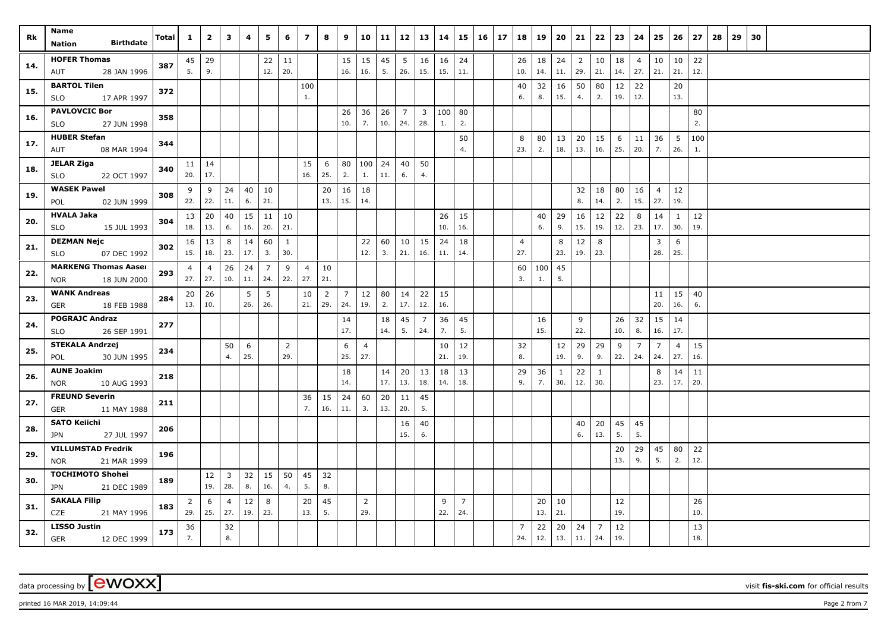| Rk | Name<br>Nation Birthdate | Total | 1 | 2 | 3 | 4 | 5 | 6 | 7 | 8 | 9 | 10 | 11 | 12 | 13 | 14 | 15 | 16 | 17 | 18 | 19 | 20 | 21 | 22 | 23 | 24 | 25 | 26 | 27 | 28 | 29 | 30 |
|---|---|---|---|---|---|---|---|---|---|---|---|---|---|---|---|---|---|---|---|---|---|---|---|---|---|---|---|---|---|---|---|---|
| 14. | HOFER Thomas | 387 | 45 | 29 | | | 22 | 11 | | | 15 | 15 | 45 | 5 | 16 | 16 | 24 | | | 26 | 18 | 24 | 2 | 10 | 18 | 4 | 10 | 10 | 22 | | | |
| | AUT 28 JAN 1996 | | 5. | 9. | | | 12. | 20. | | | 16. | 16. | 5. | 26. | 15. | 15. | 11. | | | 10. | 14. | 11. | 29. | 21. | 14. | 27. | 21. | 21. | 12. | | | |
| 15. | BARTOL Tilen | 372 | | | | | | | 100 | | | | | | | | | | | 40 | 32 | 16 | 50 | 80 | 12 | 22 | | 20 | | | | |
| | SLO 17 APR 1997 | | | | | | | | 1. | | | | | | | | | | | 6. | 8. | 15. | 4. | 2. | 19. | 12. | | 13. | | | | |
| 16. | PAVLOVCIC Bor | 358 | | | | | | | | | 26 | 36 | 26 | 7 | 3 | 100 | 80 | | | | | | | | | | | | 80 | | | |
| | SLO 27 JUN 1998 | | | | | | | | | | 10. | 7. | 10. | 24. | 28. | 1. | 2. | | | | | | | | | | | | 2. | | | |
| 17. | HUBER Stefan | 344 | | | | | | | | | | | | | | | 50 | | | 8 | 80 | 13 | 20 | 15 | 6 | 11 | 36 | 5 | 100 | | | |
| | AUT 08 MAR 1994 | | | | | | | | | | | | | | | | 4. | | | 23. | 2. | 18. | 13. | 16. | 25. | 20. | 7. | 26. | 1. | | | |
| 18. | JELAR Ziga | 340 | 11 | 14 | | | | | 15 | 6 | 80 | 100 | 24 | 40 | 50 | | | | | | | | | | | | | | | | | |
| | SLO 22 OCT 1997 | | 20. | 17. | | | | | 16. | 25. | 2. | 1. | 11. | 6. | 4. | | | | | | | | | | | | | | | | | |
| 19. | WASEK Pawel | 308 | 9 | 9 | 24 | 40 | 10 | | | 20 | 16 | 18 | | | | | | | | | | | 32 | 18 | 80 | 16 | 4 | 12 | | | | |
| | POL 02 JUN 1999 | | 22. | 22. | 11. | 6. | 21. | | | 13. | 15. | 14. | | | | | | | | | | | 8. | 14. | 2. | 15. | 27. | 19. | | | | |
| 20. | HVALA Jaka | 304 | 13 | 20 | 40 | 15 | 11 | 10 | | | | | | | | 26 | 15 | | | | 40 | 29 | 16 | 12 | 22 | 8 | 14 | 1 | 12 | | | |
| | SLO 15 JUL 1993 | | 18. | 13. | 6. | 16. | 20. | 21. | | | | | | | | 10. | 16. | | | | 6. | 9. | 15. | 19. | 12. | 23. | 17. | 30. | 19. | | | |
| 21. | DEZMAN Nejc | 302 | 16 | 13 | 8 | 14 | 60 | 1 | | | | 22 | 60 | 10 | 15 | 24 | 18 | | | 4 | | 8 | 12 | 8 | | | 3 | 6 | | | | |
| | SLO 07 DEC 1992 | | 15. | 18. | 23. | 17. | 3. | 30. | | | | 12. | 3. | 21. | 16. | 11. | 14. | | | 27. | | 23. | 19. | 23. | | | 28. | 25. | | | | |
| 22. | MARKENG Thomas Aasen | 293 | 4 | 4 | 26 | 24 | 7 | 9 | 4 | 10 | | | | | | | | | | 60 | 100 | 45 | | | | | | | | | | |
| | NOR 18 JUN 2000 | | 27. | 27. | 10. | 11. | 24. | 22. | 27. | 21. | | | | | | | | | | 3. | 1. | 5. | | | | | | | | | | |
| 23. | WANK Andreas | 284 | 20 | 26 | | 5 | 5 | | 10 | 2 | 7 | 12 | 80 | 14 | 22 | 15 | | | | | | | | | | | 11 | 15 | 40 | | | |
| | GER 18 FEB 1988 | | 13. | 10. | | 26. | 26. | | 21. | 29. | 24. | 19. | 2. | 17. | 12. | 16. | | | | | | | | | | | 20. | 16. | 6. | | | |
| 24. | POGRAJC Andraz | 277 | | | | | | | | | 14 | | 18 | 45 | 7 | 36 | 45 | | | | 16 | | 9 | | 26 | 32 | 15 | 14 | | | | |
| | SLO 26 SEP 1991 | | | | | | | | | | 17. | | 14. | 5. | 24. | 7. | 5. | | | | 15. | | 22. | | 10. | 8. | 16. | 17. | | | | |
| 25. | STEKALA Andrzej | 234 | | | 50 | 6 | | 2 | | | 6 | 4 | | | | 10 | 12 | | | 32 | | 12 | 29 | 29 | 9 | 7 | 7 | 4 | 15 | | | |
| | POL 30 JUN 1995 | | | | 4. | 25. | | 29. | | | 25. | 27. | | | | 21. | 19. | | | 8. | | 19. | 9. | 9. | 22. | 24. | 24. | 27. | 16. | | | |
| 26. | AUNE Joakim | 218 | | | | | | | | | 18 | | 14 | 20 | 13 | 18 | 13 | | | 29 | 36 | 1 | 22 | 1 | | | 8 | 14 | 11 | | | |
| | NOR 10 AUG 1993 | | | | | | | | | | 14. | | 17. | 13. | 18. | 14. | 18. | | | 9. | 7. | 30. | 12. | 30. | | | 23. | 17. | 20. | | | |
| 27. | FREUND Severin | 211 | | | | | | | 36 | 15 | 24 | 60 | 20 | 11 | 45 | | | | | | | | | | | | | | | | | |
| | GER 11 MAY 1988 | | | | | | | | 7. | 16. | 11. | 3. | 13. | 20. | 5. | | | | | | | | | | | | | | | | | |
| 28. | SATO Keiichi | 206 | | | | | | | | | | | | 16 | 40 | | | | | | | | 40 | 20 | 45 | 45 | | | | | | |
| | JPN 27 JUL 1997 | | | | | | | | | | | | | 15. | 6. | | | | | | | | 6. | 13. | 5. | 5. | | | | | | |
| 29. | VILLUMSTAD Fredrik | 196 | | | | | | | | | | | | | | | | | | | | | | | 20 | 29 | 45 | 80 | 22 | | | |
| | NOR 21 MAR 1999 | | | | | | | | | | | | | | | | | | | | | | | | 13. | 9. | 5. | 2. | 12. | | | |
| 30. | TOCHIMOTO Shohei | 189 | | 12 | 3 | 32 | 15 | 50 | 45 | 32 | | | | | | | | | | | | | | | | | | | | | | |
| | JPN 21 DEC 1989 | | | 19. | 28. | 8. | 16. | 4. | 5. | 8. | | | | | | | | | | | | | | | | | | | | | | |
| 31. | SAKALA Filip | 183 | 2 | 6 | 4 | 12 | 8 | | 20 | 45 | | 2 | | | | 9 | 7 | | | | 20 | 10 | | | 12 | | | | 26 | | | |
| | CZE 21 MAY 1996 | | 29. | 25. | 27. | 19. | 23. | | 13. | 5. | | 29. | | | | 22. | 24. | | | | 13. | 21. | | | 19. | | | | 10. | | | |
| 32. | LISSO Justin | 173 | 36 | | 32 | | | | | | | | | | | | | | | 7 | 22 | 20 | 24 | 7 | 12 | | | | 13 | | | |
| | GER 12 DEC 1999 | | 7. | | 8. | | | | | | | | | | | | | | | 24. | 12. | 13. | 11. | 24. | 19. | | | | 18. | | | |

data processing by [ewoxx] visit fis-ski.com for official results

printed 16 MAR 2019, 14:09:44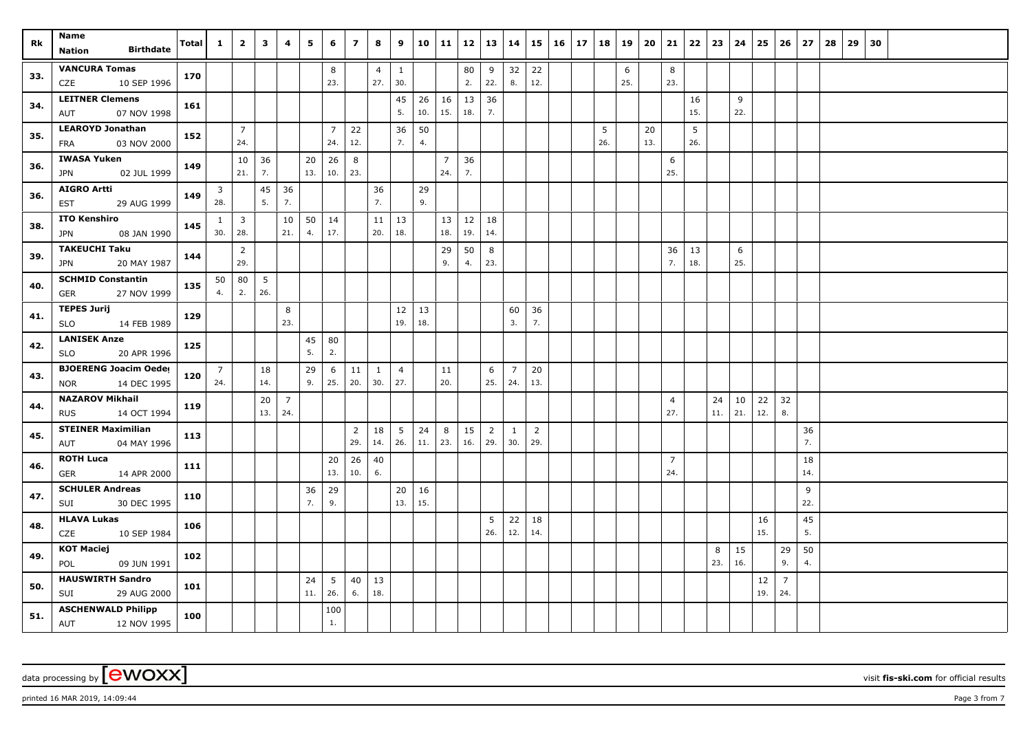| Rk | Name Nation Birthdate | Total | 1 | 2 | 3 | 4 | 5 | 6 | 7 | 8 | 9 | 10 | 11 | 12 | 13 | 14 | 15 | 16 | 17 | 18 | 19 | 20 | 21 | 22 | 23 | 24 | 25 | 26 | 27 | 28 | 29 | 30 |
|---|---|---|---|---|---|---|---|---|---|---|---|---|---|---|---|---|---|---|---|---|---|---|---|---|---|---|---|---|---|---|---|---|
| 33. | VANCURA Tomas CZE 10 SEP 1996 | 170 | | | | | | 8 23. | | 4 27. | 1 30. | | | 80 2. | 9 22. | 32 8. | 22 12. | | | | 6 25. | | 8 23. | | | | | | | | | |
| 34. | LEITNER Clemens AUT 07 NOV 1998 | 161 | | | | | | | | | 45 5. | 26 10. | 16 15. | 13 18. | 36 7. | | | | | | | | | 16 15. | | 9 22. | | | | | | |
| 35. | LEAROYD Jonathan FRA 03 NOV 2000 | 152 | | 7 24. | | | | 7 24. | 22 12. | | 36 7. | 50 4. | | | | | | | | 5 26. | | 20 13. | | 5 26. | | | | | | | | |
| 36. | IWASA Yuken JPN 02 JUL 1999 | 149 | | 10 21. | 36 7. | | 20 13. | 26 10. | 8 23. | | | | 7 24. | 36 7. | | | | | | | | | 6 25. | | | | | | | | | |
| 36. | AIGRO Artti EST 29 AUG 1999 | 149 | 3 28. | | 45 5. | 36 7. | | | | 36 7. | | 29 9. | | | | | | | | | | | | | | | | | | | | |
| 38. | ITO Kenshiro JPN 08 JAN 1990 | 145 | 1 30. | 3 28. | | 10 21. | 50 4. | 14 17. | | 11 20. | 13 18. | | 13 18. | 12 19. | 18 14. | | | | | | | | | | | | | | | | | |
| 39. | TAKEUCHI Taku JPN 20 MAY 1987 | 144 | | 2 29. | | | | | | | | | 29 9. | 50 4. | 8 23. | | | | | | | | 36 7. | 13 18. | | 6 25. | | | | | | |
| 40. | SCHMID Constantin GER 27 NOV 1999 | 135 | 50 4. | 80 2. | 5 26. | | | | | | | | | | | | | | | | | | | | | | | | | | | |
| 41. | TEPES Jurij SLO 14 FEB 1989 | 129 | | | | 8 23. | | | | | 12 19. | 13 18. | | | | 60 3. | 36 7. | | | | | | | | | | | | | | | |
| 42. | LANISEK Anze SLO 20 APR 1996 | 125 | | | | | 45 5. | 80 2. | | | | | | | | | | | | | | | | | | | | | | | | |
| 43. | BJOERENG Joacim Oeder NOR 14 DEC 1995 | 120 | 7 24. | | 18 14. | | 29 9. | 6 25. | 11 20. | 1 30. | 4 27. | | 11 20. | | 6 25. | 7 24. | 20 13. | | | | | | | | | | | | | | | |
| 44. | NAZAROV Mikhail RUS 14 OCT 1994 | 119 | | | 20 13. | 7 24. | | | | | | | | | | | | | | | | | 4 27. | | 24 11. | 10 21. | 22 12. | 32 8. | | | | |
| 45. | STEINER Maximilian AUT 04 MAY 1996 | 113 | | | | | | | 2 29. | 18 14. | 5 26. | 24 11. | 8 23. | 15 16. | 2 29. | 1 30. | 2 29. | | | | | | | | | | | | 36 7. | | | |
| 46. | ROTH Luca GER 14 APR 2000 | 111 | | | | | | 20 13. | 26 10. | 40 6. | | | | | | | | | | | | | 7 24. | | | | | | 18 14. | | | |
| 47. | SCHULER Andreas SUI 30 DEC 1995 | 110 | | | | | 36 7. | 29 9. | | | 20 13. | 16 15. | | | | | | | | | | | | | | | | | 9 22. | | | |
| 48. | HLAVA Lukas CZE 10 SEP 1984 | 106 | | | | | | | | | | | | | 5 26. | 22 12. | 18 14. | | | | | | | | | | 16 15. | | 45 5. | | | |
| 49. | KOT Maciej POL 09 JUN 1991 | 102 | | | | | | | | | | | | | | | | | | | | | | | 8 23. | 15 16. | | 29 9. | 50 4. | | | |
| 50. | HAUSWIRTH Sandro SUI 29 AUG 2000 | 101 | | | | | 24 11. | 5 26. | 40 6. | 13 18. | | | | | | | | | | | | | | | | | 12 19. | 7 24. | | | | |
| 51. | ASCHENWALD Philipp AUT 12 NOV 1995 | 100 | | | | | | 100 1. | | | | | | | | | | | | | | | | | | | | | | | | |

data processing by [ewoxx] visit fis-ski.com for official results

printed 16 MAR 2019, 14:09:44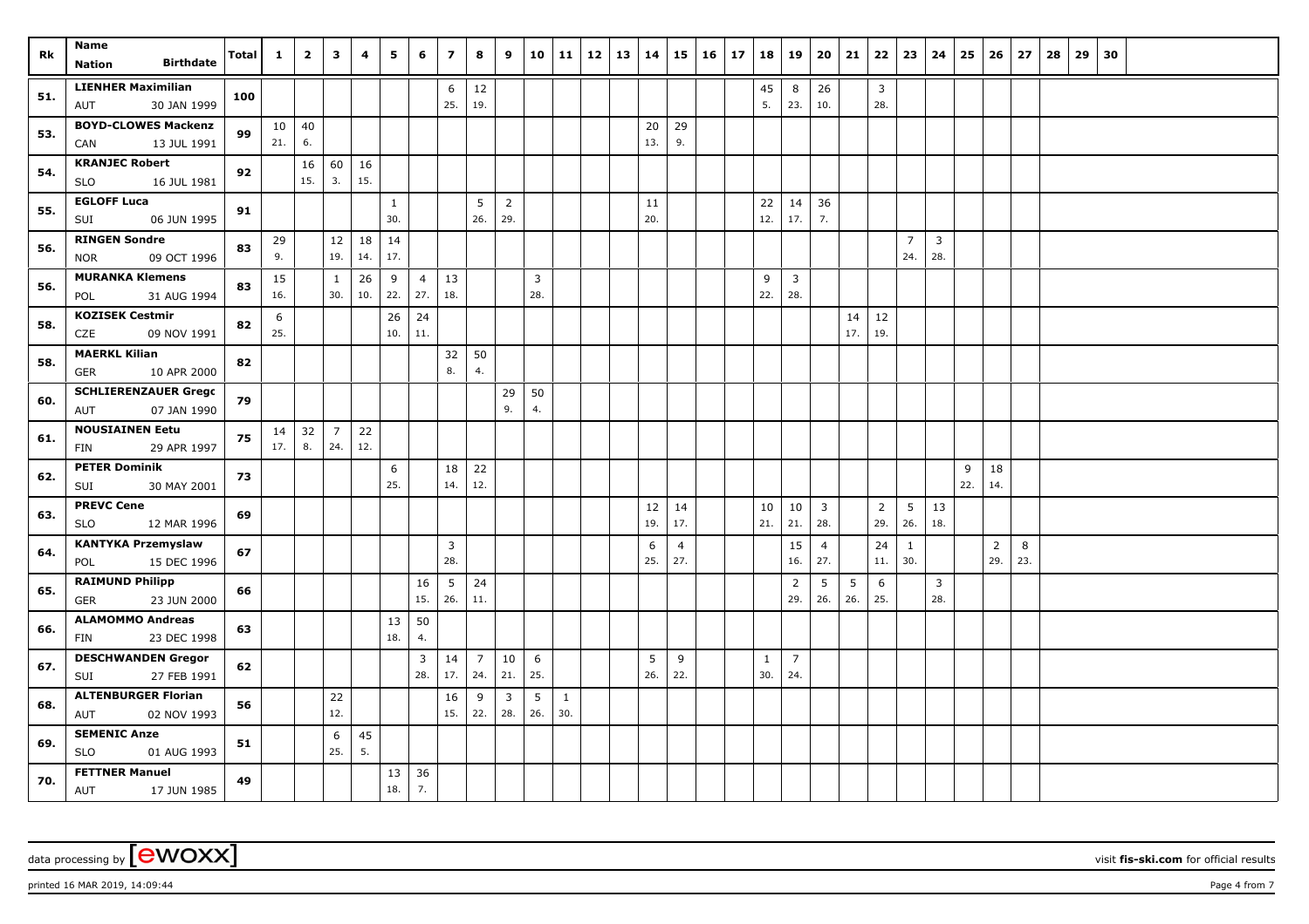| Rk | Name<br>Nation Birthdate | Total | 1 | 2 | 3 | 4 | 5 | 6 | 7 | 8 | 9 | 10 | 11 | 12 | 13 | 14 | 15 | 16 | 17 | 18 | 19 | 20 | 21 | 22 | 23 | 24 | 25 | 26 | 27 | 28 | 29 | 30 |
|---|---|---|---|---|---|---|---|---|---|---|---|---|---|---|---|---|---|---|---|---|---|---|---|---|---|---|---|---|---|---|---|---|
| 51. | LIENHER Maximilian<br>AUT 30 JAN 1999 | 100 | | | | | | | 6<br>25. | 12<br>19. | | | | | | | | | | 45<br>5. | 8<br>23. | 26<br>10. | | 3<br>28. | | | | | | | | |
| 53. | BOYD-CLOWES Mackenz<br>CAN 13 JUL 1991 | 99 | 10<br>21. | 40<br>6. | | | | | | | | | | | | 20<br>13. | 29<br>9. | | | | | | | | | | | | | | | |
| 54. | KRANJEC Robert<br>SLO 16 JUL 1981 | 92 | | 16<br>15. | 60<br>3. | 16<br>15. | | | | | | | | | | | | | | | | | | | | | | | | | | |
| 55. | EGLOFF Luca<br>SUI 06 JUN 1995 | 91 | | | | | 1<br>30. | | | 5<br>26. | 2<br>29. | | | | | 11<br>20. | | | | 22<br>12. | 14<br>17. | 36<br>7. | | | | | | | | | | |
| 56. | RINGEN Sondre<br>NOR 09 OCT 1996 | 83 | 29<br>9. | | 12<br>19. | 18<br>14. | 14<br>17. | | | | | | | | | | | | | | | | | | 7<br>24. | 3<br>28. | | | | | | |
| 56. | MURANKA Klemens<br>POL 31 AUG 1994 | 83 | 15<br>16. | | 1<br>30. | 26<br>10. | 9<br>22. | 4<br>27. | 13<br>18. | | | 3<br>28. | | | | | | | | 9<br>22. | 3<br>28. | | | | | | | | | | | |
| 58. | KOZISEK Cestmir<br>CZE 09 NOV 1991 | 82 | 6<br>25. | | | | 26<br>10. | 24<br>11. | | | | | | | | | | | | | | | 14<br>17. | 12<br>19. | | | | | | | | |
| 58. | MAERKL Kilian<br>GER 10 APR 2000 | 82 | | | | | | | 32<br>8. | 50<br>4. | | | | | | | | | | | | | | | | | | | | | | |
| 60. | SCHLIERENZAUER Gregc<br>AUT 07 JAN 1990 | 79 | | | | | | | | | 29<br>9. | 50<br>4. | | | | | | | | | | | | | | | | | | | | |
| 61. | NOUSIAINEN Eetu<br>FIN 29 APR 1997 | 75 | 14<br>17. | 32<br>8. | 7<br>24. | 22<br>12. | | | | | | | | | | | | | | | | | | | | | | | | | | |
| 62. | PETER Dominik<br>SUI 30 MAY 2001 | 73 | | | | | 6<br>25. | | 18<br>14. | 22<br>12. | | | | | | | | | | | | | | | | | 9<br>22. | 18<br>14. | | | | |
| 63. | PREVC Cene<br>SLO 12 MAR 1996 | 69 | | | | | | | | | | | | | | 12<br>19. | 14<br>17. | | | 10<br>21. | 10<br>21. | 3<br>28. | | 2<br>29. | 5<br>26. | 13<br>18. | | | | | | |
| 64. | KANTYKA Przemyslaw<br>POL 15 DEC 1996 | 67 | | | | | | | 3<br>28. | | | | | | | 6<br>25. | 4<br>27. | | | | 15<br>16. | 4<br>27. | | 24<br>11. | 1<br>30. | | | 2<br>29. | 8<br>23. | | | |
| 65. | RAIMUND Philipp<br>GER 23 JUN 2000 | 66 | | | | | | 16<br>15. | 5<br>26. | 24<br>11. | | | | | | | | | | | 2<br>29. | 5<br>26. | 5<br>26. | 6<br>25. | | 3<br>28. | | | | | | |
| 66. | ALAMOMMO Andreas<br>FIN 23 DEC 1998 | 63 | | | | | 13<br>18. | 50<br>4. | | | | | | | | | | | | | | | | | | | | | | | | |
| 67. | DESCHWANDEN Gregor<br>SUI 27 FEB 1991 | 62 | | | | | | 3<br>28. | 14<br>17. | 7<br>24. | 10<br>21. | 6<br>25. | | | | 5<br>26. | 9<br>22. | | | 1<br>30. | 7<br>24. | | | | | | | | | | | |
| 68. | ALTENBURGER Florian<br>AUT 02 NOV 1993 | 56 | | | 22<br>12. | | | | 16<br>15. | 9<br>22. | 3<br>28. | 5<br>26. | 1<br>30. | | | | | | | | | | | | | | | | | | | |
| 69. | SEMENIC Anze<br>SLO 01 AUG 1993 | 51 | | | 6<br>25. | 45<br>5. | | | | | | | | | | | | | | | | | | | | | | | | | | |
| 70. | FETTNER Manuel<br>AUT 17 JUN 1985 | 49 | | | | | 13<br>18. | 36<br>7. | | | | | | | | | | | | | | | | | | | | | | | | |

data processing by [ewoxx] visit fis-ski.com for official results

printed 16 MAR 2019, 14:09:44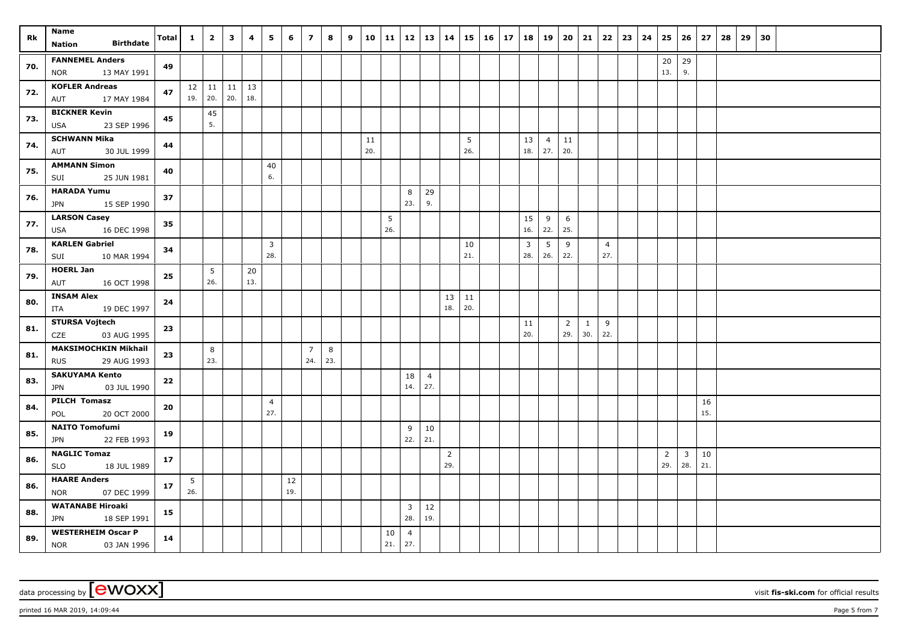| Rk | Name | Nation | Birthdate | Total | 1 | 2 | 3 | 4 | 5 | 6 | 7 | 8 | 9 | 10 | 11 | 12 | 13 | 14 | 15 | 16 | 17 | 18 | 19 | 20 | 21 | 22 | 23 | 24 | 25 | 26 | 27 | 28 | 29 | 30 |
|---|---|---|---|---|---|---|---|---|---|---|---|---|---|---|---|---|---|---|---|---|---|---|---|---|---|---|---|---|---|---|---|---|---|---|
| 70. | FANNEMEL Anders | NOR | 13 MAY 1991 | 49 | | | | | | | | | | | | | | | | | | | | | | | | | 20 13. | 29 9. | | | | |
| 72. | KOFLER Andreas | AUT | 17 MAY 1984 | 47 | 12 19. | 11 20. | 11 20. | 13 18. | | | | | | | | | | | | | | | | | | | | | | | | | | |
| 73. | BICKNER Kevin | USA | 23 SEP 1996 | 45 | | 45 5. | | | | | | | | | | | | | | | | | | | | | | | | | | | | |
| 74. | SCHWANN Mika | AUT | 30 JUL 1999 | 44 | | | | | | | | | | 11 20. | | | | | 5 26. | | | 13 18. | 4 27. | 11 20. | | | | | | | | | | |
| 75. | AMMANN Simon | SUI | 25 JUN 1981 | 40 | | | | | 40 6. | | | | | | | | | | | | | | | | | | | | | | | | | |
| 76. | HARADA Yumu | JPN | 15 SEP 1990 | 37 | | | | | | | | | | | | 8 23. | 29 9. | | | | | | | | | | | | | | | | | |
| 77. | LARSON Casey | USA | 16 DEC 1998 | 35 | | | | | | | | | | | 5 26. | | | | | | | 15 16. | 9 22. | 6 25. | | | | | | | | | | |
| 78. | KARLEN Gabriel | SUI | 10 MAR 1994 | 34 | | | | | 3 28. | | | | | | | | | | 10 21. | | | 3 28. | 5 26. | 9 22. | | 4 27. | | | | | | | | |
| 79. | HOERL Jan | AUT | 16 OCT 1998 | 25 | | 5 26. | | 20 13. | | | | | | | | | | | | | | | | | | | | | | | | | | |
| 80. | INSAM Alex | ITA | 19 DEC 1997 | 24 | | | | | | | | | | | | | | 13 18. | 11 20. | | | | | | | | | | | | | | | |
| 81. | STURSA Vojtech | CZE | 03 AUG 1995 | 23 | | | | | | | | | | | | | | | | | | 11 20. | | 2 29. | 1 30. | 9 22. | | | | | | | | |
| 81. | MAKSIMOCHKIN Mikhail | RUS | 29 AUG 1993 | 23 | | 8 23. | | | | | 7 24. | 8 23. | | | | | | | | | | | | | | | | | | | | | | |
| 83. | SAKUYAMA Kento | JPN | 03 JUL 1990 | 22 | | | | | | | | | | | | 18 14. | 4 27. | | | | | | | | | | | | | | | | | |
| 84. | PILCH Tomasz | POL | 20 OCT 2000 | 20 | | | | | 4 27. | | | | | | | | | | | | | | | | | | | | | | 16 15. | | | |
| 85. | NAITO Tomofumi | JPN | 22 FEB 1993 | 19 | | | | | | | | | | | | 9 22. | 10 21. | | | | | | | | | | | | | | | | | |
| 86. | NAGLIC Tomaz | SLO | 18 JUL 1989 | 17 | | | | | | | | | | | | | | 2 29. | | | | | | | | | | | 2 29. | 3 28. | 10 21. | | | |
| 86. | HAARE Anders | NOR | 07 DEC 1999 | 17 | 5 26. | | | | | 12 19. | | | | | | | | | | | | | | | | | | | | | | | | |
| 88. | WATANABE Hiroaki | JPN | 18 SEP 1991 | 15 | | | | | | | | | | | | 3 28. | 12 19. | | | | | | | | | | | | | | | | | |
| 89. | WESTERHEIM Oscar P | NOR | 03 JAN 1996 | 14 | | | | | | | | | | | 10 21. | 4 27. | | | | | | | | | | | | | | | | | | |

data processing by [ewoxx] visit fis-ski.com for official results

printed 16 MAR 2019, 14:09:44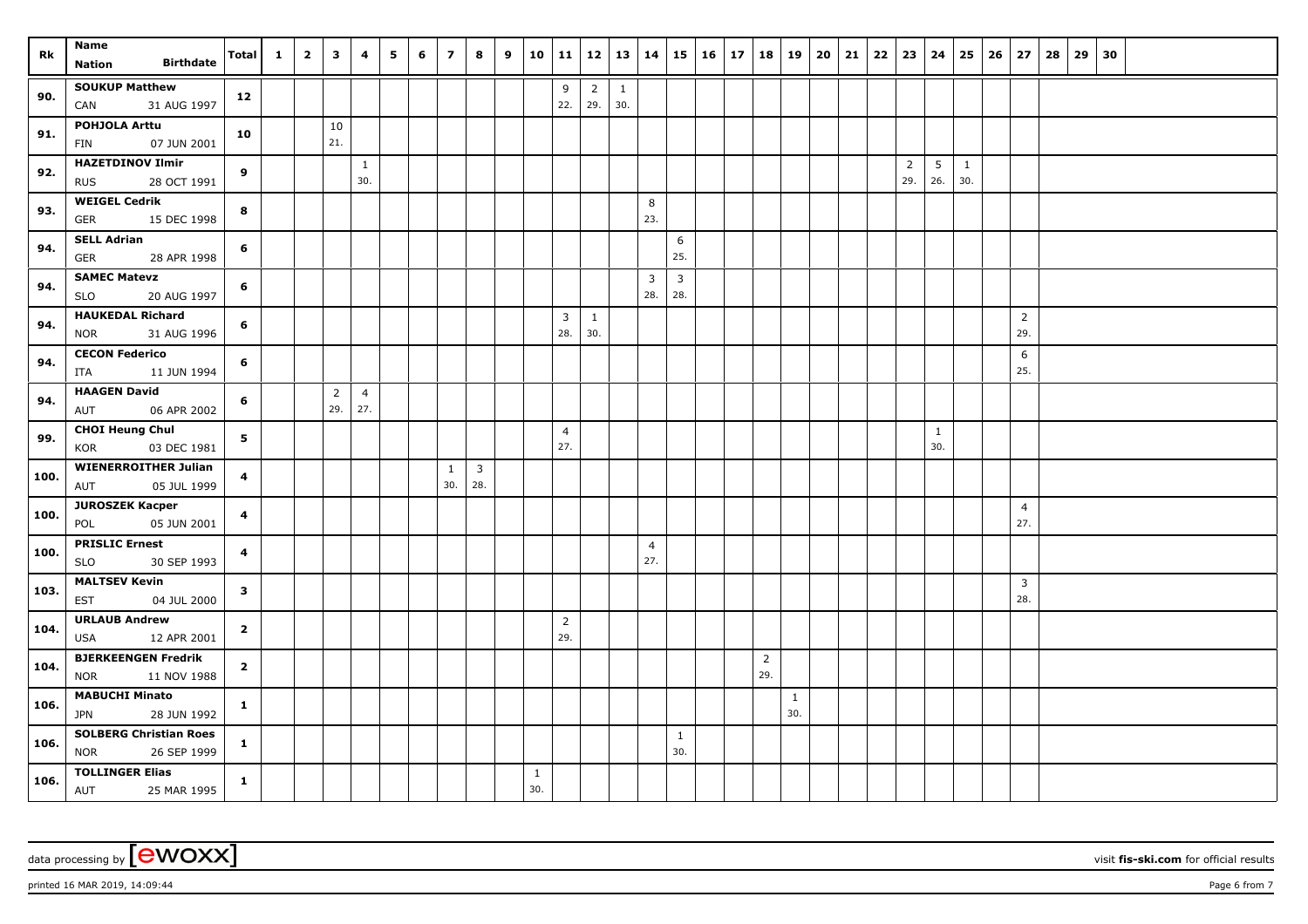| Rk | Name<br>Nation Birthdate | Total | 1 | 2 | 3 | 4 | 5 | 6 | 7 | 8 | 9 | 10 | 11 | 12 | 13 | 14 | 15 | 16 | 17 | 18 | 19 | 20 | 21 | 22 | 23 | 24 | 25 | 26 | 27 | 28 | 29 | 30 |
|---|---|---|---|---|---|---|---|---|---|---|---|---|---|---|---|---|---|---|---|---|---|---|---|---|---|---|---|---|---|---|---|---|
| 90. | SOUKUP Matthew<br>CAN 31 AUG 1997 | 12 | | | | | | | | | | | 9<br>22. | 2<br>29. | 1<br>30. | | | | | | | | | | | | | | | | | |
| 91. | POHJOLA Arttu<br>FIN 07 JUN 2001 | 10 | | | 10<br>21. | | | | | | | | | | | | | | | | | | | | | | | | | | | |
| 92. | HAZETDINOV Ilmir<br>RUS 28 OCT 1991 | 9 | | | | 1<br>30. | | | | | | | | | | | | | | | | | | | 2<br>29. | 5<br>26. | 1<br>30. | | | | | |
| 93. | WEIGEL Cedrik<br>GER 15 DEC 1998 | 8 | | | | | | | | | | | | | | 8<br>23. | | | | | | | | | | | | | | | | |
| 94. | SELL Adrian<br>GER 28 APR 1998 | 6 | | | | | | | | | | | | | | | 6<br>25. | | | | | | | | | | | | | | | |
| 94. | SAMEC Matevz<br>SLO 20 AUG 1997 | 6 | | | | | | | | | | | | | | 3<br>28. | 3<br>28. | | | | | | | | | | | | | | | |
| 94. | HAUKEDAL Richard<br>NOR 31 AUG 1996 | 6 | | | | | | | | | | | 3<br>28. | 1<br>30. | | | | | | | | | | | | | | | 2<br>29. | | | |
| 94. | CECON Federico<br>ITA 11 JUN 1994 | 6 | | | | | | | | | | | | | | | | | | | | | | | | | | | 6<br>25. | | | |
| 94. | HAAGEN David<br>AUT 06 APR 2002 | 6 | | | 2<br>29. | 4<br>27. | | | | | | | | | | | | | | | | | | | | | | | | | | |
| 99. | CHOI Heung Chul<br>KOR 03 DEC 1981 | 5 | | | | | | | | | | | 4<br>27. | | | | | | | | | | | | | 1<br>30. | | | | | | |
| 100. | WIENERROITHER Julian<br>AUT 05 JUL 1999 | 4 | | | | | | | 1<br>30. | 3<br>28. | | | | | | | | | | | | | | | | | | | | | | |
| 100. | JUROSZEK Kacper<br>POL 05 JUN 2001 | 4 | | | | | | | | | | | | | | | | | | | | | | | | | | | 4<br>27. | | | |
| 100. | PRISLIC Ernest<br>SLO 30 SEP 1993 | 4 | | | | | | | | | | | | | | 4<br>27. | | | | | | | | | | | | | | | | |
| 103. | MALTSEV Kevin<br>EST 04 JUL 2000 | 3 | | | | | | | | | | | | | | | | | | | | | | | | | | | 3<br>28. | | | |
| 104. | URLAUB Andrew<br>USA 12 APR 2001 | 2 | | | | | | | | | | | 2<br>29. | | | | | | | | | | | | | | | | | | | |
| 104. | BJERKEENGEN Fredrik<br>NOR 11 NOV 1988 | 2 | | | | | | | | | | | | | | | | | | 2<br>29. | | | | | | | | | | | | |
| 106. | MABUCHI Minato<br>JPN 28 JUN 1992 | 1 | | | | | | | | | | | | | | | | | | | 1<br>30. | | | | | | | | | | | |
| 106. | SOLBERG Christian Roes<br>NOR 26 SEP 1999 | 1 | | | | | | | | | | | | | | | 1<br>30. | | | | | | | | | | | | | | | |
| 106. | TOLLINGER Elias<br>AUT 25 MAR 1995 | 1 | | | | | | | | | | 1<br>30. | | | | | | | | | | | | | | | | | | | | |

data processing by [ewoxx] visit fis-ski.com for official results

printed 16 MAR 2019, 14:09:44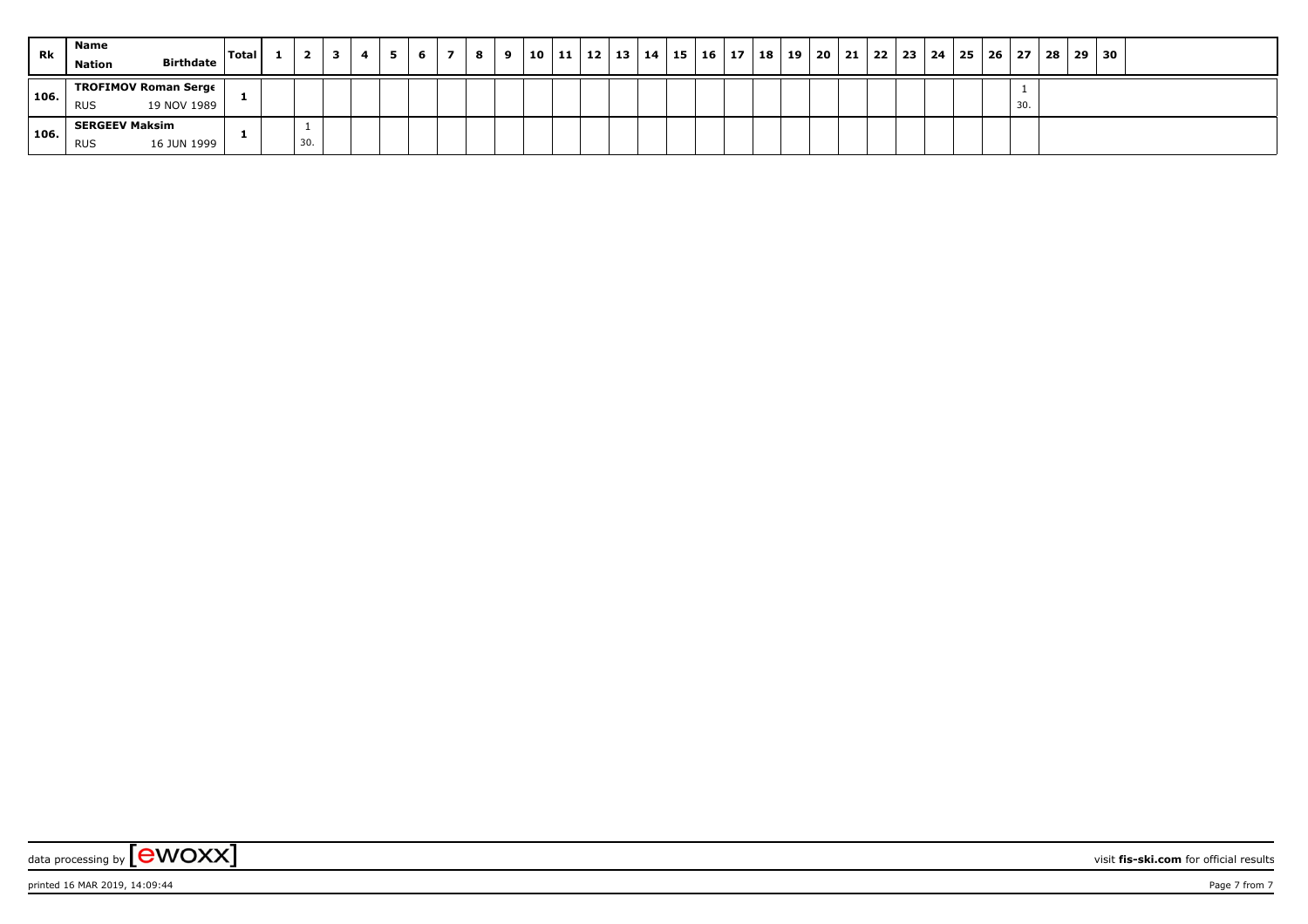| Rk | Name / Nation | Birthdate | Total | 1 | 2 | 3 | 4 | 5 | 6 | 7 | 8 | 9 | 10 | 11 | 12 | 13 | 14 | 15 | 16 | 17 | 18 | 19 | 20 | 21 | 22 | 23 | 24 | 25 | 26 | 27 | 28 | 29 | 30 |
|---|---|---|---|---|---|---|---|---|---|---|---|---|---|---|---|---|---|---|---|---|---|---|---|---|---|---|---|---|---|---|---|---|---|
| 106. | **TROFIMOV Roman Serge** RUS | 19 NOV 1989 | **1** | | | | | | | | | | | | | | | | | | | | | | | | | | | 1 30. | | | |
| 106. | **SERGEEV Maksim** RUS | 16 JUN 1999 | **1** | | 1 30. | | | | | | | | | | | | | | | | | | | | | | | | | | | | |